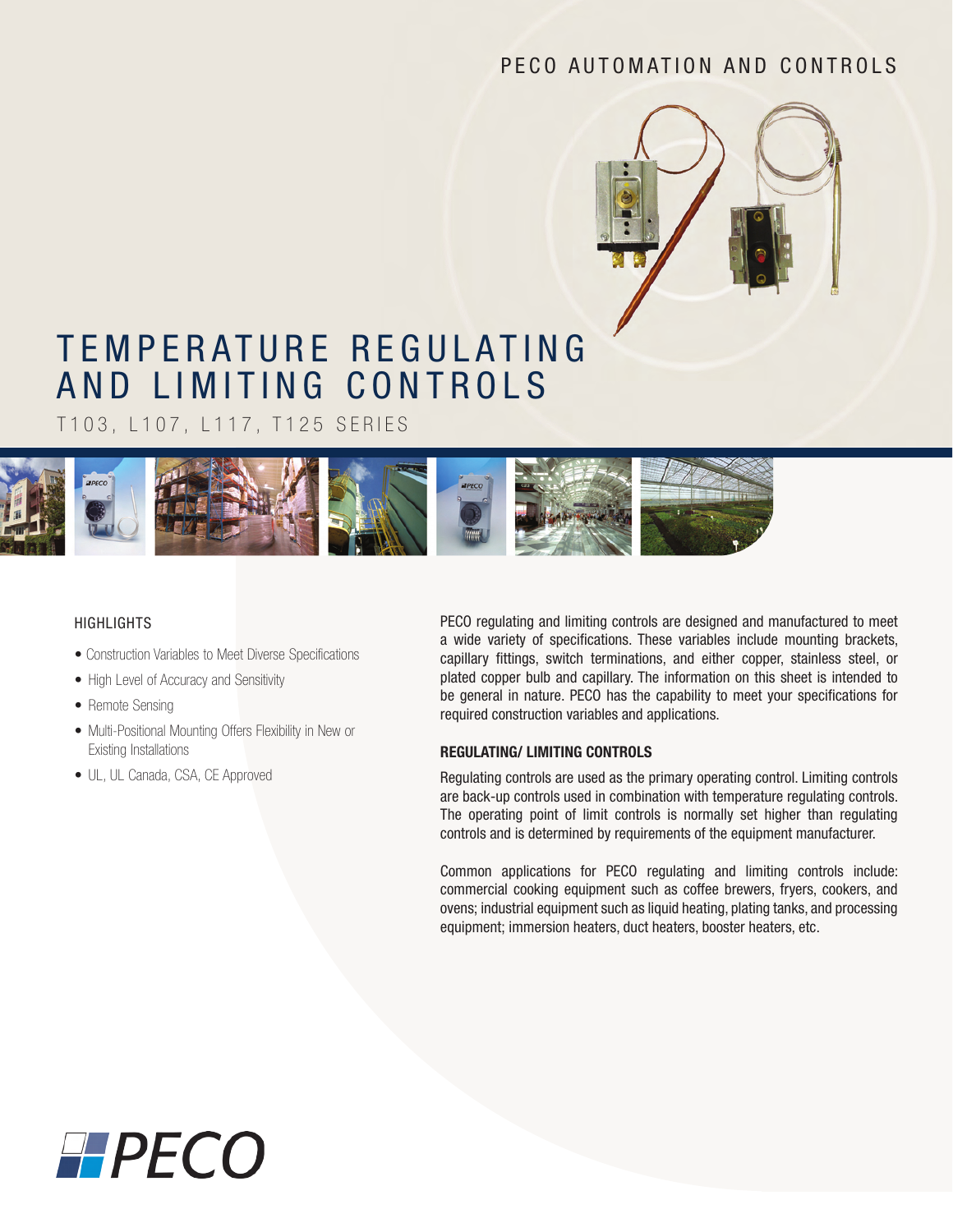PECO AUTOMATION AND CONTROLS

# TEMPERATURE REGULATING AND LIMITING CONTROLS

T103, L107, L117, T125 SERIES

## HIGHLIGHTS

- Construction Variables to Meet Diverse Specifications
- High Level of Accuracy and Sensitivity
- Remote Sensing
- Multi-Positional Mounting Offers Flexibility in New or Existing Installations
- UL, UL Canada, CSA, CE Approved

PECO regulating and limiting controls are designed and manufactured to meet a wide variety of specifications. These variables include mounting brackets, capillary fittings, switch terminations, and either copper, stainless steel, or plated copper bulb and capillary. The information on this sheet is intended to be general in nature. PECO has the capability to meet your specifications for required construction variables and applications.

### REGULATING/ LIMITING CONTROLS

Regulating controls are used as the primary operating control. Limiting controls are back-up controls used in combination with temperature regulating controls. The operating point of limit controls is normally set higher than regulating controls and is determined by requirements of the equipment manufacturer.

Common applications for PECO regulating and limiting controls include: commercial cooking equipment such as coffee brewers, fryers, cookers, and ovens; industrial equipment such as liquid heating, plating tanks, and processing equipment; immersion heaters, duct heaters, booster heaters, etc.

PECO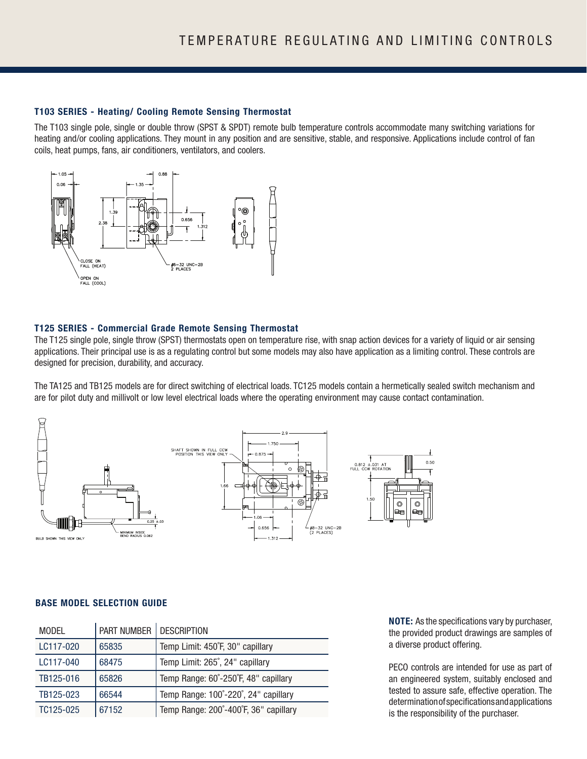### T103 SERIES - Heating/ Cooling Remote Sensing Thermostat

The T103 single pole, single or double throw (SPST & SPDT) remote bulb temperature controls accommodate many switching variations for heating and/or cooling applications. They mount in any position and are sensitive, stable, and responsive. Applications include control of fan coils, heat pumps, fans, air conditioners, ventilators, and coolers.

### T125 SERIES - Commercial Grade Remote Sensing Thermostat

The T125 single pole, single throw (SPST) thermostats open on temperature rise, with snap action devices for a variety of liquid or air sensing applications. Their principal use is as a regulating control but some models may also have application as a limiting control. These controls are designed for precision, durability, and accuracy.

The TA125 and TB125 models are for direct switching of electrical loads. TC125 models contain a hermetically sealed switch mechanism and are for pilot duty and millivolt or low level electrical loads where the operating environment may cause contact contamination.

### BASE MODEL SELECTION GUIDE

| MODEL | PART NUMBER | DESCRIPTION |
|---|---|---|
| LC117-020 | 65835 | Temp Limit: 450˚F, 30" capillary |
| LC117-040 | 68475 | Temp Limit: 265˚, 24" capillary |
| TB125-016 | 65826 | Temp Range: 60˚-250˚F, 48" capillary |
| TB125-023 | 66544 | Temp Range: 100˚-220˚, 24" capillary |
| TC125-025 | 67152 | Temp Range: 200˚-400˚F, 36" capillary |

**NOTE:** As the specifications vary by purchaser, the provided product drawings are samples of a diverse product offering.

PECO controls are intended for use as part of an engineered system, suitably enclosed and tested to assure safe, effective operation. The determination of specifications and applications is the responsibility of the purchaser.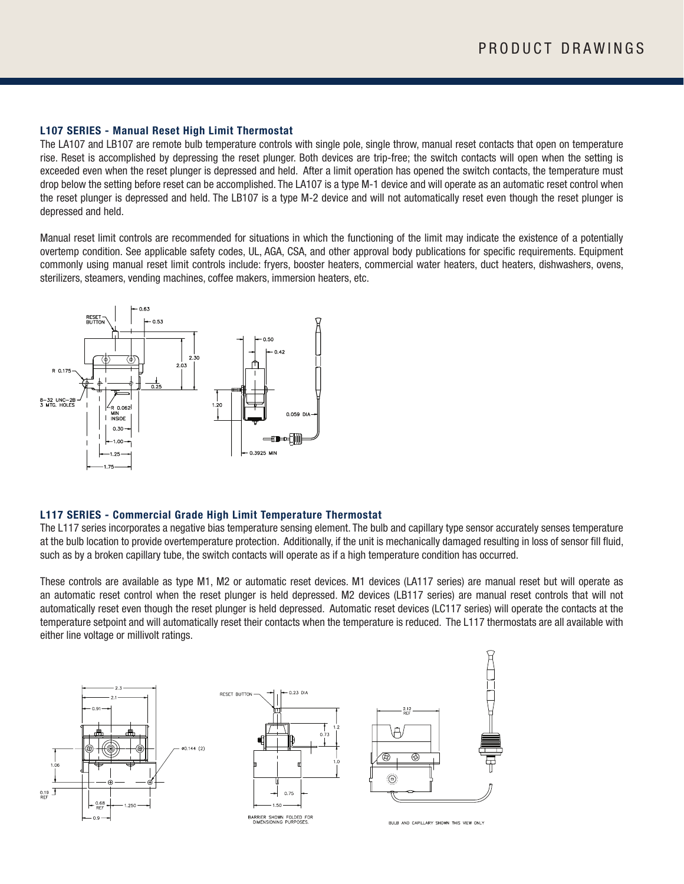## L107 SERIES - Manual Reset High Limit Thermostat

The LA107 and LB107 are remote bulb temperature controls with single pole, single throw, manual reset contacts that open on temperature rise. Reset is accomplished by depressing the reset plunger. Both devices are trip-free; the switch contacts will open when the setting is exceeded even when the reset plunger is depressed and held. After a limit operation has opened the switch contacts, the temperature must drop below the setting before reset can be accomplished. The LA107 is a type M-1 device and will operate as an automatic reset control when the reset plunger is depressed and held. The LB107 is a type M-2 device and will not automatically reset even though the reset plunger is depressed and held.

Manual reset limit controls are recommended for situations in which the functioning of the limit may indicate the existence of a potentially overtemp condition. See applicable safety codes, UL, AGA, CSA, and other approval body publications for specific requirements. Equipment commonly using manual reset limit controls include: fryers, booster heaters, commercial water heaters, duct heaters, dishwashers, ovens, sterilizers, steamers, vending machines, coffee makers, immersion heaters, etc.

## L117 SERIES - Commercial Grade High Limit Temperature Thermostat

The L117 series incorporates a negative bias temperature sensing element. The bulb and capillary type sensor accurately senses temperature at the bulb location to provide overtemperature protection. Additionally, if the unit is mechanically damaged resulting in loss of sensor fill fluid, such as by a broken capillary tube, the switch contacts will operate as if a high temperature condition has occurred.

These controls are available as type M1, M2 or automatic reset devices. M1 devices (LA117 series) are manual reset but will operate as an automatic reset control when the reset plunger is held depressed. M2 devices (LB117 series) are manual reset controls that will not automatically reset even though the reset plunger is held depressed. Automatic reset devices (LC117 series) will operate the contacts at the temperature setpoint and will automatically reset their contacts when the temperature is reduced. The L117 thermostats are all available with either line voltage or millivolt ratings.

BARRIER SHOWN FOLDED FOR DIMENSIONING PURPOSES.

BULB AND CAPILLARY SHOWN THIS VIEW ONLY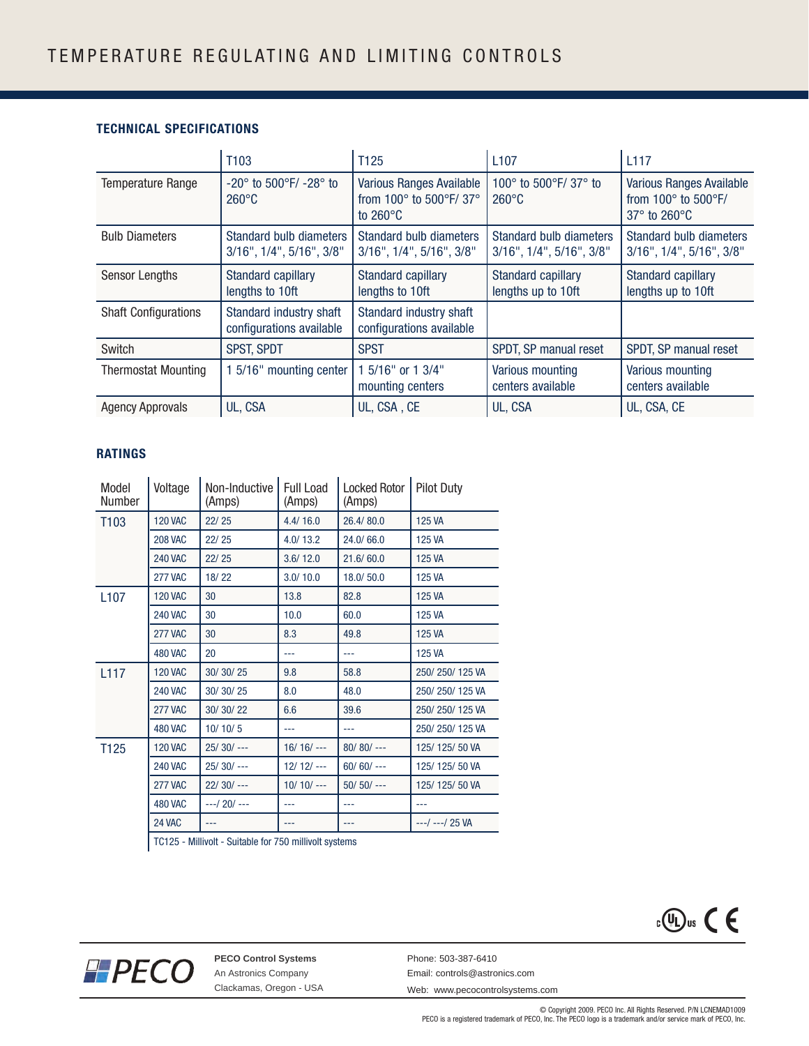# TEMPERATURE REGULATING AND LIMITING CONTROLS

## TECHNICAL SPECIFICATIONS

| | T103 | T125 | L107 | L117 |
|---|---|---|---|---|
| Temperature Range | -20° to 500°F/ -28° to 260°C | Various Ranges Available from 100° to 500°F/ 37° to 260°C | 100° to 500°F/ 37° to 260°C | Various Ranges Available from 100° to 500°F/ 37° to 260°C |
| Bulb Diameters | Standard bulb diameters 3/16", 1/4", 5/16", 3/8" | Standard bulb diameters 3/16", 1/4", 5/16", 3/8" | Standard bulb diameters 3/16", 1/4", 5/16", 3/8" | Standard bulb diameters 3/16", 1/4", 5/16", 3/8" |
| Sensor Lengths | Standard capillary lengths to 10ft | Standard capillary lengths to 10ft | Standard capillary lengths up to 10ft | Standard capillary lengths up to 10ft |
| Shaft Configurations | Standard industry shaft configurations available | Standard industry shaft configurations available | | |
| Switch | SPST, SPDT | SPST | SPDT, SP manual reset | SPDT, SP manual reset |
| Thermostat Mounting | 1 5/16" mounting center | 1 5/16" or 1 3/4" mounting centers | Various mounting centers available | Various mounting centers available |
| Agency Approvals | UL, CSA | UL, CSA , CE | UL, CSA | UL, CSA, CE |

## RATINGS

| Model Number | Voltage | Non-Inductive (Amps) | Full Load (Amps) | Locked Rotor (Amps) | Pilot Duty |
|---|---|---|---|---|---|
| T103 | 120 VAC | 22/ 25 | 4.4/ 16.0 | 26.4/ 80.0 | 125 VA |
| | 208 VAC | 22/ 25 | 4.0/ 13.2 | 24.0/ 66.0 | 125 VA |
| | 240 VAC | 22/ 25 | 3.6/ 12.0 | 21.6/ 60.0 | 125 VA |
| | 277 VAC | 18/ 22 | 3.0/ 10.0 | 18.0/ 50.0 | 125 VA |
| L107 | 120 VAC | 30 | 13.8 | 82.8 | 125 VA |
| | 240 VAC | 30 | 10.0 | 60.0 | 125 VA |
| | 277 VAC | 30 | 8.3 | 49.8 | 125 VA |
| | 480 VAC | 20 | --- | --- | 125 VA |
| L117 | 120 VAC | 30/ 30/ 25 | 9.8 | 58.8 | 250/ 250/ 125 VA |
| | 240 VAC | 30/ 30/ 25 | 8.0 | 48.0 | 250/ 250/ 125 VA |
| | 277 VAC | 30/ 30/ 22 | 6.6 | 39.6 | 250/ 250/ 125 VA |
| | 480 VAC | 10/ 10/ 5 | --- | --- | 250/ 250/ 125 VA |
| T125 | 120 VAC | 25/ 30/ --- | 16/ 16/ --- | 80/ 80/ --- | 125/ 125/ 50 VA |
| | 240 VAC | 25/ 30/ --- | 12/ 12/ --- | 60/ 60/ --- | 125/ 125/ 50 VA |
| | 277 VAC | 22/ 30/ --- | 10/ 10/ --- | 50/ 50/ --- | 125/ 125/ 50 VA |
| | 480 VAC | ---/ 20/ --- | --- | --- | --- |
| | 24 VAC | --- | --- | --- | ---/ ---/ 25 VA |

TC125 - Millivolt - Suitable for 750 millivolt systems

**PECO Control Systems**
An Astronics Company
Clackamas, Oregon - USA

Phone: 503-387-6410
Email: controls@astronics.com
Web: www.pecocontrolsystems.com

© Copyright 2009. PECO Inc. All Rights Reserved. P/N LCNEMAD1009
PECO is a registered trademark of PECO, Inc. The PECO logo is a trademark and/or service mark of PECO, Inc.